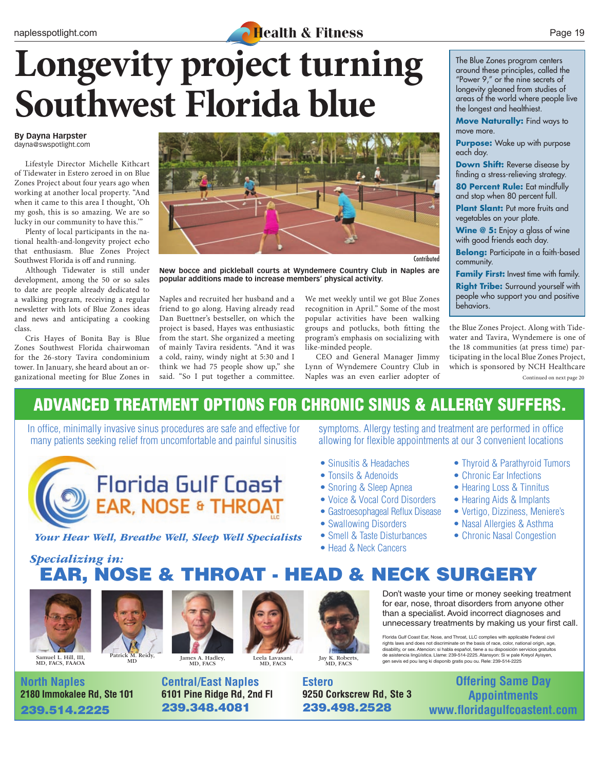# Longevity project turning Southwest Florida blue

**By Dayna Harpster**
dayna@swspotlight.com

Lifestyle Director Michelle Kithcart of Tidewater in Estero zeroed in on Blue Zones Project about four years ago when working at another local property. "And when it came to this area I thought, 'Oh my gosh, this is so amazing. We are so lucky in our community to have this.'"

Plenty of local participants in the national health-and-longevity project echo that enthusiasm. Blue Zones Project Southwest Florida is off and running.

Although Tidewater is still under development, among the 50 or so sales to date are people already dedicated to a walking program, receiving a regular newsletter with lots of Blue Zones ideas and news and anticipating a cooking class.

Cris Hayes of Bonita Bay is Blue Zones Southwest Florida chairwoman for the 26-story Tavira condominium tower. In January, she heard about an organizational meeting for Blue Zones in Naples and recruited her husband and a friend to go along. Having already read Dan Buettner's bestseller, on which the project is based, Hayes was enthusiastic from the start. She organized a meeting of mainly Tavira residents. "And it was a cold, rainy, windy night at 5:30 and I think we had 75 people show up," she said. "So I put together a committee. We met weekly until we got Blue Zones recognition in April." Some of the most popular activities have been walking groups and potlucks, both fitting the program's emphasis on socializing with like-minded people.

CEO and General Manager Jimmy Lynn of Wyndemere Country Club in Naples was an even earlier adopter of the Blue Zones Project. Along with Tidewater and Tavira, Wyndemere is one of the 18 communities (at press time) participating in the local Blue Zones Project, which is sponsored by NCH Healthcare

Continued on next page 20

Contributed

**New bocce and pickleball courts at Wyndemere Country Club in Naples are popular additions made to increase members' physical activity.**

The Blue Zones program centers around these principles, called the "Power 9," or the nine secrets of longevity gleaned from studies of areas of the world where people live the longest and healthiest.

**Move Naturally:** Find ways to move more.

**Purpose:** Wake up with purpose each day.

**Down Shift:** Reverse disease by finding a stress-relieving strategy.

**80 Percent Rule:** Eat mindfully and stop when 80 percent full.

**Plant Slant:** Put more fruits and vegetables on your plate.

**Wine @ 5:** Enjoy a glass of wine with good friends each day.

**Belong:** Participate in a faith-based community.

**Family First:** Invest time with family.

**Right Tribe:** Surround yourself with people who support you and positive behaviors.

## ADVANCED TREATMENT OPTIONS FOR CHRONIC SINUS & ALLERGY SUFFERS.

In office, minimally invasive sinus procedures are safe and effective for many patients seeking relief from uncomfortable and painful sinusitis symptoms. Allergy testing and treatment are performed in office allowing for flexible appointments at our 3 convenient locations

**Florida Gulf Coast EAR, NOSE & THROAT** LLC

*Your Hear Well, Breathe Well, Sleep Well Specialists*

- Sinusitis & Headaches
- Tonsils & Adenoids
- Snoring & Sleep Apnea
- Voice & Vocal Cord Disorders
- Gastroesophageal Reflux Disease
- Swallowing Disorders
- Smell & Taste Disturbances
- Head & Neck Cancers
- Thyroid & Parathyroid Tumors
- Chronic Ear Infections
- Hearing Loss & Tinnitus
- Hearing Aids & Implants
- Vertigo, Dizziness, Meniere's
- Nasal Allergies & Asthma
- Chronic Nasal Congestion

*Specializing in:*

## EAR, NOSE & THROAT - HEAD & NECK SURGERY

Samuel L. Hill, III, MD, FACS, FAAOA
Patrick M. Reidy, MD
James A. Hadley, MD, FACS
Leela Lavasani, MD, FACS
Jay K. Roberts, MD, FACS

Don't waste your time or money seeking treatment for ear, nose, throat disorders from anyone other than a specialist. Avoid incorrect diagnoses and unnecessary treatments by making us your first call.

Florida Gulf Coast Ear, Nose, and Throat, LLC complies with applicable Federal civil rights laws and does not discriminate on the basis of race, color, national origin, age, disability, or sex. Atencion: si habla español, tiene a su disposición servicios gratuitos de asistencia lingüística. Llame: 239-514-2225. Atansyon: Si w pale Kreyol Ayisyen, gen sevis ed pou lang ki disponib gratis pou ou. Rele: 239-514-2225

**North Naples**
2180 Immokalee Rd, Ste 101
239.514.2225

**Central/East Naples**
6101 Pine Ridge Rd, 2nd Fl
239.348.4081

**Estero**
9250 Corkscrew Rd, Ste 3
239.498.2528

**Offering Same Day Appointments**
www.floridagulfcoastent.com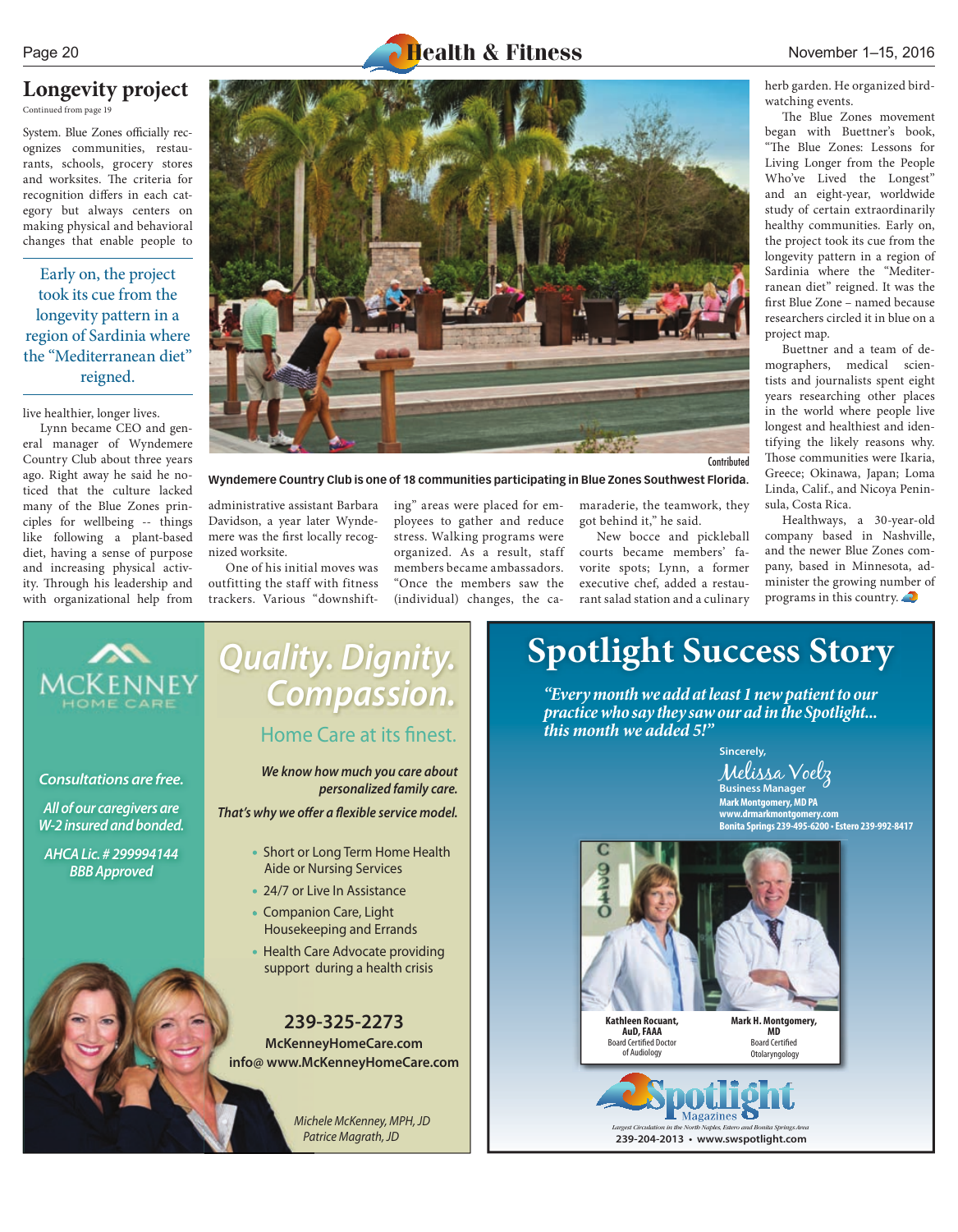## Longevity project

Continued from page 19

System. Blue Zones officially recognizes communities, restaurants, schools, grocery stores and worksites. The criteria for recognition differs in each category but always centers on making physical and behavioral changes that enable people to live healthier, longer lives.

> Early on, the project took its cue from the longevity pattern in a region of Sardinia where the "Mediterranean diet" reigned.

Lynn became CEO and general manager of Wyndemere Country Club about three years ago. Right away he said he noticed that the culture lacked many of the Blue Zones principles for wellbeing -- things like following a plant-based diet, having a sense of purpose and increasing physical activity. Through his leadership and with organizational help from administrative assistant Barbara Davidson, a year later Wyndemere was the first locally recognized worksite.

Contributed

**Wyndemere Country Club is one of 18 communities participating in Blue Zones Southwest Florida.**

One of his initial moves was outfitting the staff with fitness trackers. Various "downshifting" areas were placed for employees to gather and reduce stress. Walking programs were organized. As a result, staff members became ambassadors. "Once the members saw the (individual) changes, the camaraderie, the teamwork, they got behind it," he said.

New bocce and pickleball courts became members' favorite spots; Lynn, a former executive chef, added a restaurant salad station and a culinary herb garden. He organized birdwatching events.

The Blue Zones movement began with Buettner's book, "The Blue Zones: Lessons for Living Longer from the People Who've Lived the Longest" and an eight-year, worldwide study of certain extraordinarily healthy communities. Early on, the project took its cue from the longevity pattern in a region of Sardinia where the "Mediterranean diet" reigned. It was the first Blue Zone – named because researchers circled it in blue on a project map.

Buettner and a team of demographers, medical scientists and journalists spent eight years researching other places in the world where people live longest and healthiest and identifying the likely reasons why. Those communities were Ikaria, Greece; Okinawa, Japan; Loma Linda, Calif., and Nicoya Peninsula, Costa Rica.

Healthways, a 30-year-old company based in Nashville, and the newer Blue Zones company, based in Minnesota, administer the growing number of programs in this country.

---

**McKENNEY HOME CARE**

*Consultations are free.*

*All of our caregivers are W-2 insured and bonded.*

*AHCA Lic. # 299994144*
*BBB Approved*

# *Quality. Dignity. Compassion.*

Home Care at its finest.

*We know how much you care about personalized family care.*

*That's why we offer a flexible service model.*

- Short or Long Term Home Health Aide or Nursing Services
- 24/7 or Live In Assistance
- Companion Care, Light Housekeeping and Errands
- Health Care Advocate providing support during a health crisis

**239-325-2273**
**McKenneyHomeCare.com**
**info@ www.McKenneyHomeCare.com**

*Michele McKenney, MPH, JD*
*Patrice Magrath, JD*

---

# Spotlight Success Story

*"Every month we add at least 1 new patient to our practice who say they saw our ad in the Spotlight... this month we added 5!"*

Sincerely,
Melissa Voelz
**Business Manager**
**Mark Montgomery, MD PA**
**www.drmarkmontgomery.com**
**Bonita Springs 239-495-6200 • Estero 239-992-8417**

**Kathleen Rocuant, AuD, FAAA**
Board Certified Doctor of Audiology

**Mark H. Montgomery, MD**
Board Certified Otolaryngology

**Spotlight Magazines**
*Largest Circulation in the North Naples, Estero and Bonita Springs Area*
**239-204-2013 • www.swspotlight.com**